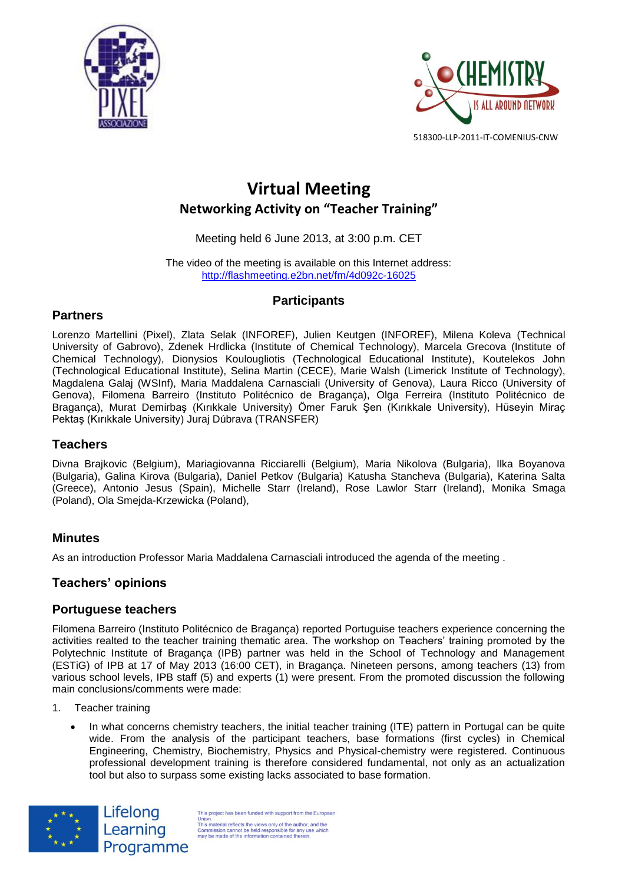518300-LLP-2011-IT-COMENIUS-CNW

# Virtual Meeting

## Networking Activity on "Teacher Training"

Meeting held 6 June 2013, at 3:00 p.m. CET

The video of the meeting is available on this Internet address:
http://flashmeeting.e2bn.net/fm/4d092c-16025

## Participants

### Partners

Lorenzo Martellini (Pixel), Zlata Selak (INFOREF), Julien Keutgen (INFOREF), Milena Koleva (Technical University of Gabrovo), Zdenek Hrdlicka (Institute of Chemical Technology), Marcela Grecova (Institute of Chemical Technology), Dionysios Koulougliotis (Technological Educational Institute), Koutelekos John (Technological Educational Institute), Selina Martin (CECE), Marie Walsh (Limerick Institute of Technology), Magdalena Galaj (WSInf), Maria Maddalena Carnasciali (University of Genova), Laura Ricco (University of Genova), Filomena Barreiro (Instituto Politécnico de Bragança), Olga Ferreira (Instituto Politécnico de Bragança), Murat Demirbaş (Kırıkkale University) Ömer Faruk Şen (Kırıkkale University), Hüseyin Miraç Pektaş (Kırıkkale University) Juraj Dúbrava (TRANSFER)

### Teachers

Divna Brajkovic (Belgium), Mariagiovanna Ricciarelli (Belgium), Maria Nikolova (Bulgaria), Ilka Boyanova (Bulgaria), Galina Kirova (Bulgaria), Daniel Petkov (Bulgaria) Katusha Stancheva (Bulgaria), Katerina Salta (Greece), Antonio Jesus (Spain), Michelle Starr (Ireland), Rose Lawlor Starr (Ireland), Monika Smaga (Poland), Ola Smejda-Krzewicka (Poland),

### Minutes

As an introduction Professor Maria Maddalena Carnasciali introduced the agenda of the meeting .

### Teachers' opinions

### Portuguese teachers

Filomena Barreiro (Instituto Politécnico de Bragança) reported Portuguise teachers experience concerning the activities realted to the teacher training thematic area. The workshop on Teachers' training promoted by the Polytechnic Institute of Bragança (IPB) partner was held in the School of Technology and Management (ESTiG) of IPB at 17 of May 2013 (16:00 CET), in Bragança. Nineteen persons, among teachers (13) from various school levels, IPB staff (5) and experts (1) were present. From the promoted discussion the following main conclusions/comments were made:

1. Teacher training

- In what concerns chemistry teachers, the initial teacher training (ITE) pattern in Portugal can be quite wide. From the analysis of the participant teachers, base formations (first cycles) in Chemical Engineering, Chemistry, Biochemistry, Physics and Physical-chemistry were registered. Continuous professional development training is therefore considered fundamental, not only as an actualization tool but also to surpass some existing lacks associated to base formation.

Lifelong Learning Programme

This project has been funded with support from the European Union.
This material reflects the views only of the author, and the Commission cannot be held responsible for any use which may be made of the information contained therein.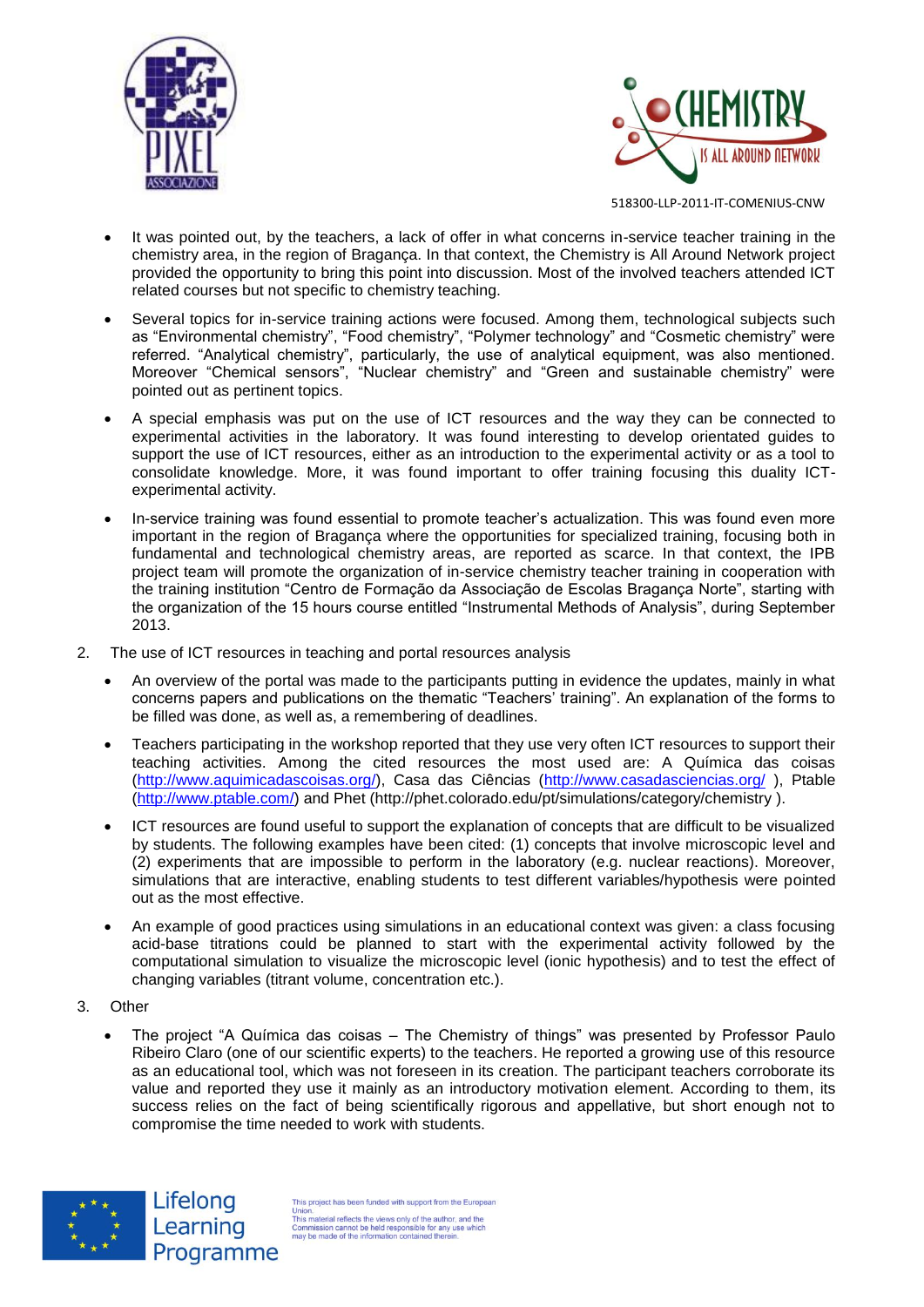- It was pointed out, by the teachers, a lack of offer in what concerns in-service teacher training in the chemistry area, in the region of Bragança. In that context, the Chemistry is All Around Network project provided the opportunity to bring this point into discussion. Most of the involved teachers attended ICT related courses but not specific to chemistry teaching.

- Several topics for in-service training actions were focused. Among them, technological subjects such as "Environmental chemistry", "Food chemistry", "Polymer technology" and "Cosmetic chemistry" were referred. "Analytical chemistry", particularly, the use of analytical equipment, was also mentioned. Moreover "Chemical sensors", "Nuclear chemistry" and "Green and sustainable chemistry" were pointed out as pertinent topics.

- A special emphasis was put on the use of ICT resources and the way they can be connected to experimental activities in the laboratory. It was found interesting to develop orientated guides to support the use of ICT resources, either as an introduction to the experimental activity or as a tool to consolidate knowledge. More, it was found important to offer training focusing this duality ICT-experimental activity.

- In-service training was found essential to promote teacher's actualization. This was found even more important in the region of Bragança where the opportunities for specialized training, focusing both in fundamental and technological chemistry areas, are reported as scarce. In that context, the IPB project team will promote the organization of in-service chemistry teacher training in cooperation with the training institution "Centro de Formação da Associação de Escolas Bragança Norte", starting with the organization of the 15 hours course entitled "Instrumental Methods of Analysis", during September 2013.

2. The use of ICT resources in teaching and portal resources analysis

- An overview of the portal was made to the participants putting in evidence the updates, mainly in what concerns papers and publications on the thematic "Teachers' training". An explanation of the forms to be filled was done, as well as, a remembering of deadlines.

- Teachers participating in the workshop reported that they use very often ICT resources to support their teaching activities. Among the cited resources the most used are: A Química das coisas (http://www.aquimicadascoisas.org/), Casa das Ciências (http://www.casadasciencias.org/ ), Ptable (http://www.ptable.com/) and Phet (http://phet.colorado.edu/pt/simulations/category/chemistry ).

- ICT resources are found useful to support the explanation of concepts that are difficult to be visualized by students. The following examples have been cited: (1) concepts that involve microscopic level and (2) experiments that are impossible to perform in the laboratory (e.g. nuclear reactions). Moreover, simulations that are interactive, enabling students to test different variables/hypothesis were pointed out as the most effective.

- An example of good practices using simulations in an educational context was given: a class focusing acid-base titrations could be planned to start with the experimental activity followed by the computational simulation to visualize the microscopic level (ionic hypothesis) and to test the effect of changing variables (titrant volume, concentration etc.).

3. Other

- The project "A Química das coisas – The Chemistry of things" was presented by Professor Paulo Ribeiro Claro (one of our scientific experts) to the teachers. He reported a growing use of this resource as an educational tool, which was not foreseen in its creation. The participant teachers corroborate its value and reported they use it mainly as an introductory motivation element. According to them, its success relies on the fact of being scientifically rigorous and appellative, but short enough not to compromise the time needed to work with students.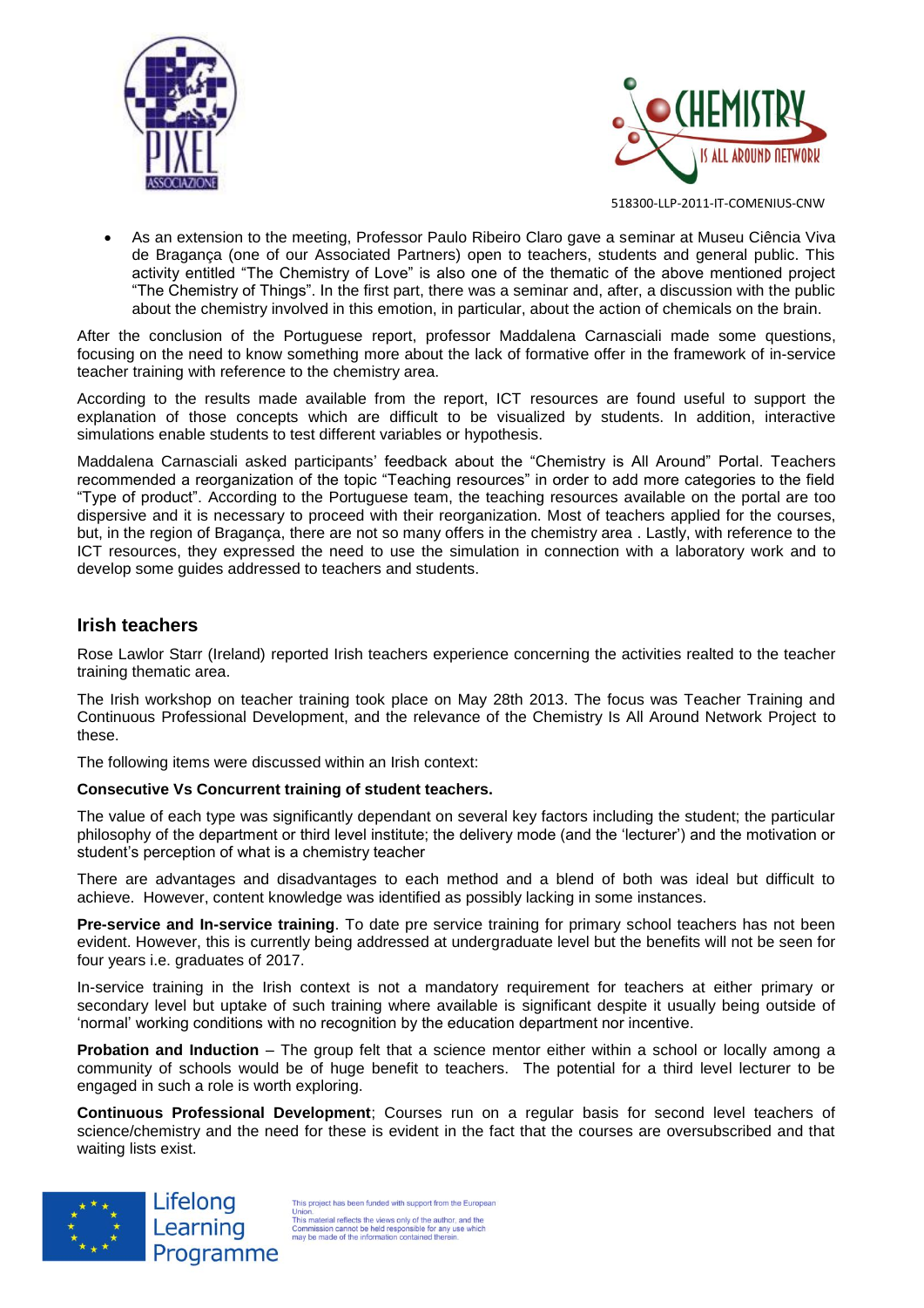- As an extension to the meeting, Professor Paulo Ribeiro Claro gave a seminar at Museu Ciência Viva de Bragança (one of our Associated Partners) open to teachers, students and general public. This activity entitled "The Chemistry of Love" is also one of the thematic of the above mentioned project "The Chemistry of Things". In the first part, there was a seminar and, after, a discussion with the public about the chemistry involved in this emotion, in particular, about the action of chemicals on the brain.

After the conclusion of the Portuguese report, professor Maddalena Carnasciali made some questions, focusing on the need to know something more about the lack of formative offer in the framework of in-service teacher training with reference to the chemistry area.

According to the results made available from the report, ICT resources are found useful to support the explanation of those concepts which are difficult to be visualized by students. In addition, interactive simulations enable students to test different variables or hypothesis.

Maddalena Carnasciali asked participants' feedback about the "Chemistry is All Around" Portal. Teachers recommended a reorganization of the topic "Teaching resources" in order to add more categories to the field "Type of product". According to the Portuguese team, the teaching resources available on the portal are too dispersive and it is necessary to proceed with their reorganization. Most of teachers applied for the courses, but, in the region of Bragança, there are not so many offers in the chemistry area . Lastly, with reference to the ICT resources, they expressed the need to use the simulation in connection with a laboratory work and to develop some guides addressed to teachers and students.

## Irish teachers

Rose Lawlor Starr (Ireland) reported Irish teachers experience concerning the activities realted to the teacher training thematic area.

The Irish workshop on teacher training took place on May 28th 2013. The focus was Teacher Training and Continuous Professional Development, and the relevance of the Chemistry Is All Around Network Project to these.

The following items were discussed within an Irish context:

**Consecutive Vs Concurrent training of student teachers.**

The value of each type was significantly dependant on several key factors including the student; the particular philosophy of the department or third level institute; the delivery mode (and the 'lecturer') and the motivation or student's perception of what is a chemistry teacher

There are advantages and disadvantages to each method and a blend of both was ideal but difficult to achieve. However, content knowledge was identified as possibly lacking in some instances.

**Pre-service and In-service training**. To date pre service training for primary school teachers has not been evident. However, this is currently being addressed at undergraduate level but the benefits will not be seen for four years i.e. graduates of 2017.

In-service training in the Irish context is not a mandatory requirement for teachers at either primary or secondary level but uptake of such training where available is significant despite it usually being outside of 'normal' working conditions with no recognition by the education department nor incentive.

**Probation and Induction** – The group felt that a science mentor either within a school or locally among a community of schools would be of huge benefit to teachers. The potential for a third level lecturer to be engaged in such a role is worth exploring.

**Continuous Professional Development**; Courses run on a regular basis for second level teachers of science/chemistry and the need for these is evident in the fact that the courses are oversubscribed and that waiting lists exist.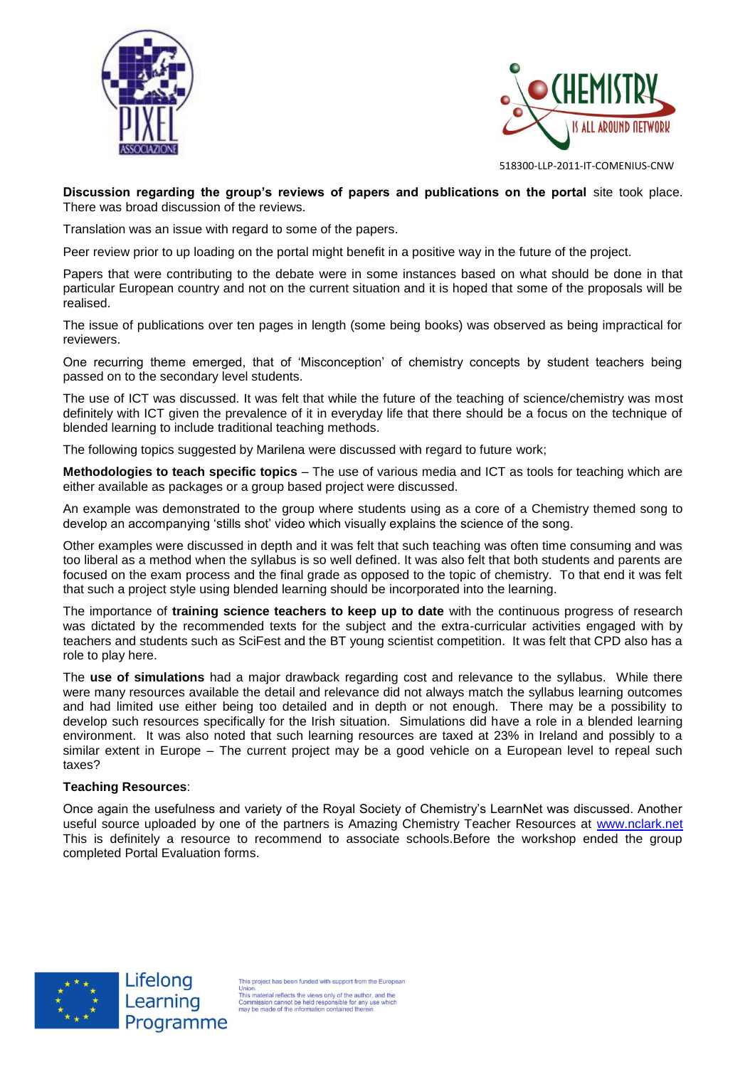**Discussion regarding the group's reviews of papers and publications on the portal** site took place. There was broad discussion of the reviews.

Translation was an issue with regard to some of the papers.

Peer review prior to up loading on the portal might benefit in a positive way in the future of the project.

Papers that were contributing to the debate were in some instances based on what should be done in that particular European country and not on the current situation and it is hoped that some of the proposals will be realised.

The issue of publications over ten pages in length (some being books) was observed as being impractical for reviewers.

One recurring theme emerged, that of 'Misconception' of chemistry concepts by student teachers being passed on to the secondary level students.

The use of ICT was discussed. It was felt that while the future of the teaching of science/chemistry was most definitely with ICT given the prevalence of it in everyday life that there should be a focus on the technique of blended learning to include traditional teaching methods.

The following topics suggested by Marilena were discussed with regard to future work;

**Methodologies to teach specific topics** – The use of various media and ICT as tools for teaching which are either available as packages or a group based project were discussed.

An example was demonstrated to the group where students using as a core of a Chemistry themed song to develop an accompanying 'stills shot' video which visually explains the science of the song.

Other examples were discussed in depth and it was felt that such teaching was often time consuming and was too liberal as a method when the syllabus is so well defined. It was also felt that both students and parents are focused on the exam process and the final grade as opposed to the topic of chemistry. To that end it was felt that such a project style using blended learning should be incorporated into the learning.

The importance of **training science teachers to keep up to date** with the continuous progress of research was dictated by the recommended texts for the subject and the extra-curricular activities engaged with by teachers and students such as SciFest and the BT young scientist competition. It was felt that CPD also has a role to play here.

The **use of simulations** had a major drawback regarding cost and relevance to the syllabus. While there were many resources available the detail and relevance did not always match the syllabus learning outcomes and had limited use either being too detailed and in depth or not enough. There may be a possibility to develop such resources specifically for the Irish situation. Simulations did have a role in a blended learning environment. It was also noted that such learning resources are taxed at 23% in Ireland and possibly to a similar extent in Europe – The current project may be a good vehicle on a European level to repeal such taxes?

**Teaching Resources**:

Once again the usefulness and variety of the Royal Society of Chemistry's LearnNet was discussed. Another useful source uploaded by one of the partners is Amazing Chemistry Teacher Resources at www.nclark.net This is definitely a resource to recommend to associate schools.Before the workshop ended the group completed Portal Evaluation forms.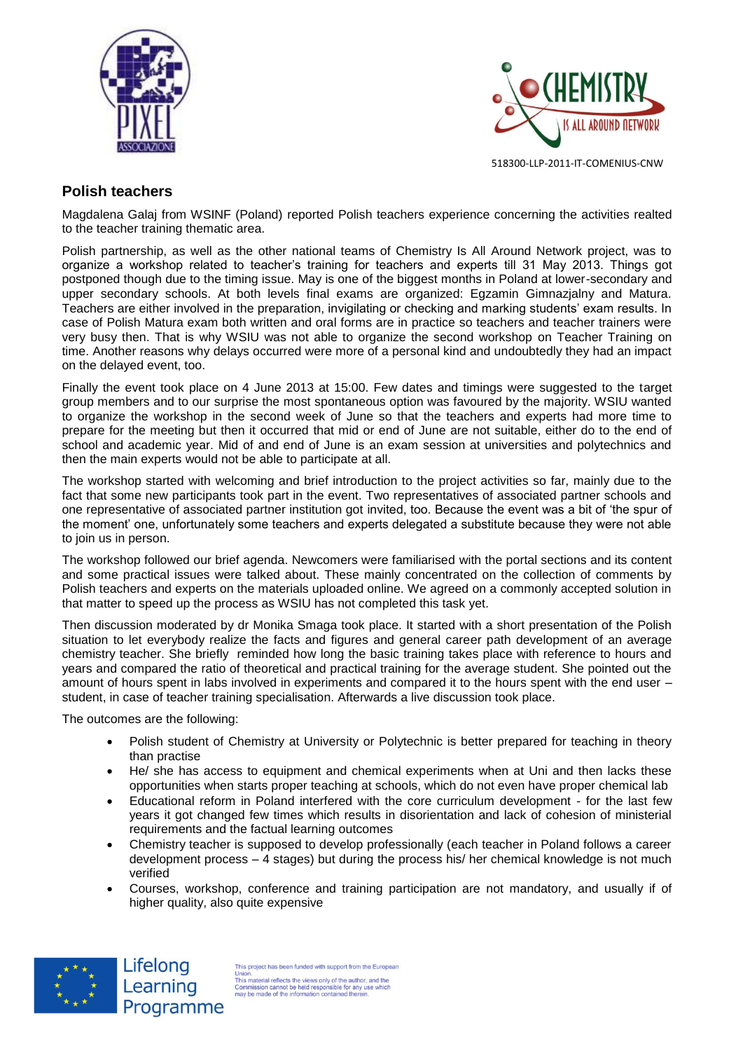## Polish teachers

Magdalena Galaj from WSINF (Poland) reported Polish teachers experience concerning the activities realted to the teacher training thematic area.

Polish partnership, as well as the other national teams of Chemistry Is All Around Network project, was to organize a workshop related to teacher's training for teachers and experts till 31 May 2013. Things got postponed though due to the timing issue. May is one of the biggest months in Poland at lower-secondary and upper secondary schools. At both levels final exams are organized: Egzamin Gimnazjalny and Matura. Teachers are either involved in the preparation, invigilating or checking and marking students' exam results. In case of Polish Matura exam both written and oral forms are in practice so teachers and teacher trainers were very busy then. That is why WSIU was not able to organize the second workshop on Teacher Training on time. Another reasons why delays occurred were more of a personal kind and undoubtedly they had an impact on the delayed event, too.

Finally the event took place on 4 June 2013 at 15:00. Few dates and timings were suggested to the target group members and to our surprise the most spontaneous option was favoured by the majority. WSIU wanted to organize the workshop in the second week of June so that the teachers and experts had more time to prepare for the meeting but then it occurred that mid or end of June are not suitable, either do to the end of school and academic year. Mid of and end of June is an exam session at universities and polytechnics and then the main experts would not be able to participate at all.

The workshop started with welcoming and brief introduction to the project activities so far, mainly due to the fact that some new participants took part in the event. Two representatives of associated partner schools and one representative of associated partner institution got invited, too. Because the event was a bit of 'the spur of the moment' one, unfortunately some teachers and experts delegated a substitute because they were not able to join us in person.

The workshop followed our brief agenda. Newcomers were familiarised with the portal sections and its content and some practical issues were talked about. These mainly concentrated on the collection of comments by Polish teachers and experts on the materials uploaded online. We agreed on a commonly accepted solution in that matter to speed up the process as WSIU has not completed this task yet.

Then discussion moderated by dr Monika Smaga took place. It started with a short presentation of the Polish situation to let everybody realize the facts and figures and general career path development of an average chemistry teacher. She briefly reminded how long the basic training takes place with reference to hours and years and compared the ratio of theoretical and practical training for the average student. She pointed out the amount of hours spent in labs involved in experiments and compared it to the hours spent with the end user – student, in case of teacher training specialisation. Afterwards a live discussion took place.

The outcomes are the following:

- Polish student of Chemistry at University or Polytechnic is better prepared for teaching in theory than practise
- He/ she has access to equipment and chemical experiments when at Uni and then lacks these opportunities when starts proper teaching at schools, which do not even have proper chemical lab
- Educational reform in Poland interfered with the core curriculum development - for the last few years it got changed few times which results in disorientation and lack of cohesion of ministerial requirements and the factual learning outcomes
- Chemistry teacher is supposed to develop professionally (each teacher in Poland follows a career development process – 4 stages) but during the process his/ her chemical knowledge is not much verified
- Courses, workshop, conference and training participation are not mandatory, and usually if of higher quality, also quite expensive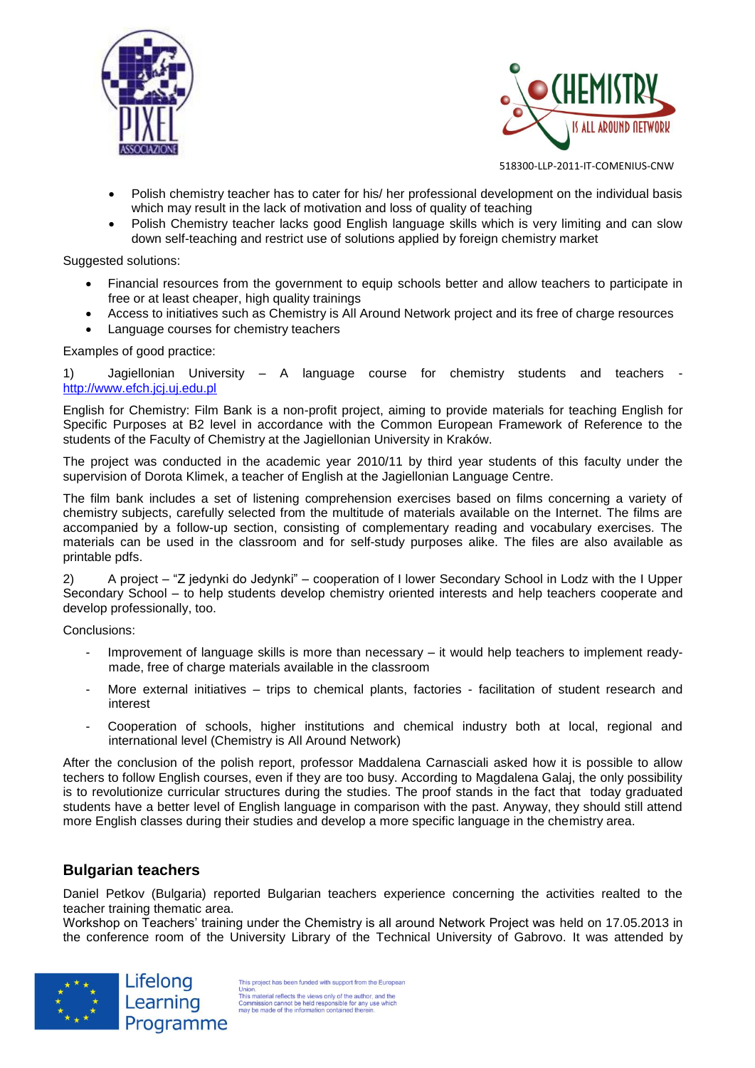- Polish chemistry teacher has to cater for his/ her professional development on the individual basis which may result in the lack of motivation and loss of quality of teaching
- Polish Chemistry teacher lacks good English language skills which is very limiting and can slow down self-teaching and restrict use of solutions applied by foreign chemistry market

Suggested solutions:

- Financial resources from the government to equip schools better and allow teachers to participate in free or at least cheaper, high quality trainings
- Access to initiatives such as Chemistry is All Around Network project and its free of charge resources
- Language courses for chemistry teachers

Examples of good practice:

1) Jagiellonian University – A language course for chemistry students and teachers - http://www.efch.jcj.uj.edu.pl

English for Chemistry: Film Bank is a non-profit project, aiming to provide materials for teaching English for Specific Purposes at B2 level in accordance with the Common European Framework of Reference to the students of the Faculty of Chemistry at the Jagiellonian University in Kraków.

The project was conducted in the academic year 2010/11 by third year students of this faculty under the supervision of Dorota Klimek, a teacher of English at the Jagiellonian Language Centre.

The film bank includes a set of listening comprehension exercises based on films concerning a variety of chemistry subjects, carefully selected from the multitude of materials available on the Internet. The films are accompanied by a follow-up section, consisting of complementary reading and vocabulary exercises. The materials can be used in the classroom and for self-study purposes alike. The files are also available as printable pdfs.

2) A project – "Z jedynki do Jedynki" – cooperation of I lower Secondary School in Lodz with the I Upper Secondary School – to help students develop chemistry oriented interests and help teachers cooperate and develop professionally, too.

Conclusions:

- Improvement of language skills is more than necessary – it would help teachers to implement ready-made, free of charge materials available in the classroom
- More external initiatives – trips to chemical plants, factories - facilitation of student research and interest
- Cooperation of schools, higher institutions and chemical industry both at local, regional and international level (Chemistry is All Around Network)

After the conclusion of the polish report, professor Maddalena Carnasciali asked how it is possible to allow techers to follow English courses, even if they are too busy. According to Magdalena Galaj, the only possibility is to revolutionize curricular structures during the studies. The proof stands in the fact that today graduated students have a better level of English language in comparison with the past. Anyway, they should still attend more English classes during their studies and develop a more specific language in the chemistry area.

## Bulgarian teachers

Daniel Petkov (Bulgaria) reported Bulgarian teachers experience concerning the activities realted to the teacher training thematic area.
Workshop on Teachers' training under the Chemistry is all around Network Project was held on 17.05.2013 in the conference room of the University Library of the Technical University of Gabrovo. It was attended by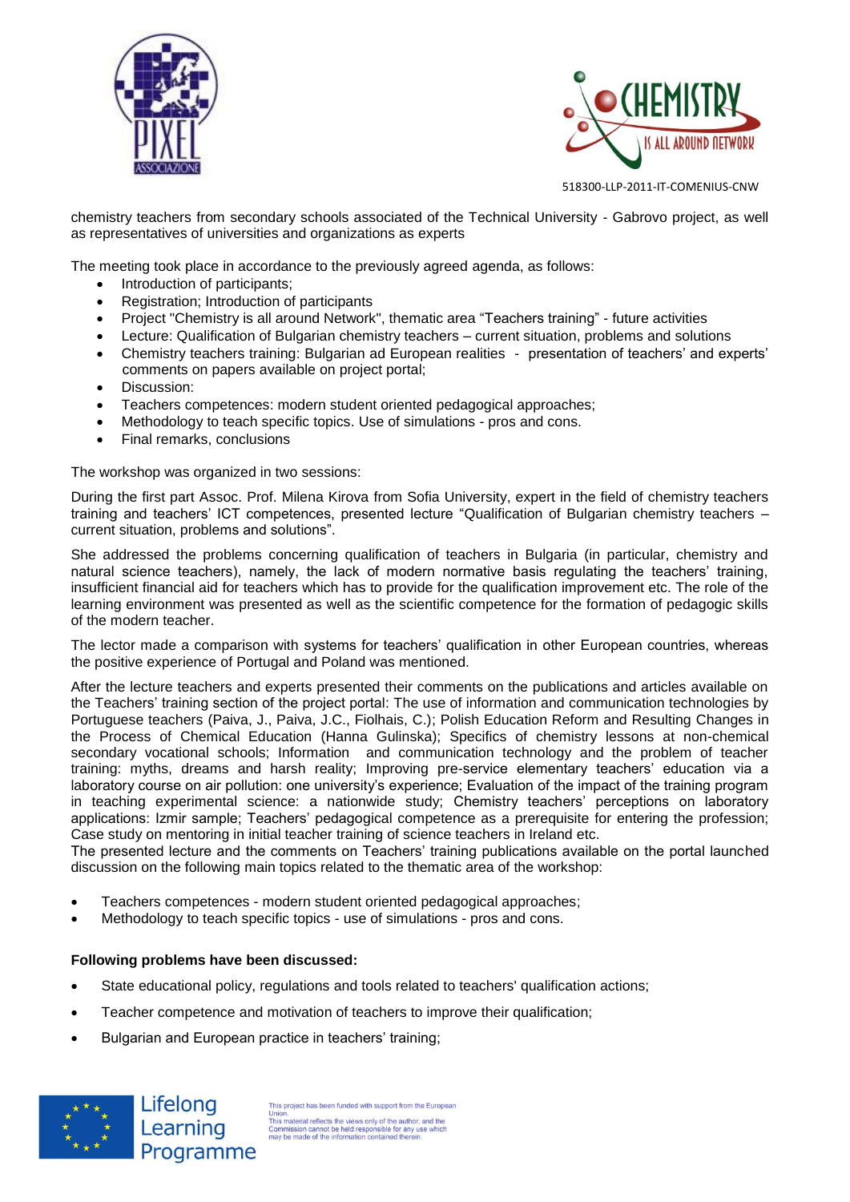chemistry teachers from secondary schools associated of the Technical University - Gabrovo project, as well as representatives of universities and organizations as experts

The meeting took place in accordance to the previously agreed agenda, as follows:

- Introduction of participants;
- Registration; Introduction of participants
- Project "Chemistry is all around Network", thematic area "Teachers training" - future activities
- Lecture: Qualification of Bulgarian chemistry teachers – current situation, problems and solutions
- Chemistry teachers training: Bulgarian ad European realities - presentation of teachers' and experts' comments on papers available on project portal;
- Discussion:
- Teachers competences: modern student oriented pedagogical approaches;
- Methodology to teach specific topics. Use of simulations - pros and cons.
- Final remarks, conclusions

The workshop was organized in two sessions:

During the first part Assoc. Prof. Milena Kirova from Sofia University, expert in the field of chemistry teachers training and teachers' ICT competences, presented lecture "Qualification of Bulgarian chemistry teachers – current situation, problems and solutions".

She addressed the problems concerning qualification of teachers in Bulgaria (in particular, chemistry and natural science teachers), namely, the lack of modern normative basis regulating the teachers' training, insufficient financial aid for teachers which has to provide for the qualification improvement etc. The role of the learning environment was presented as well as the scientific competence for the formation of pedagogic skills of the modern teacher.

The lector made a comparison with systems for teachers' qualification in other European countries, whereas the positive experience of Portugal and Poland was mentioned.

After the lecture teachers and experts presented their comments on the publications and articles available on the Teachers' training section of the project portal: The use of information and communication technologies by Portuguese teachers (Paiva, J., Paiva, J.C., Fiolhais, C.); Polish Education Reform and Resulting Changes in the Process of Chemical Education (Hanna Gulinska); Specifics of chemistry lessons at non-chemical secondary vocational schools; Information and communication technology and the problem of teacher training: myths, dreams and harsh reality; Improving pre-service elementary teachers' education via a laboratory course on air pollution: one university's experience; Evaluation of the impact of the training program in teaching experimental science: a nationwide study; Chemistry teachers' perceptions on laboratory applications: Izmir sample; Teachers' pedagogical competence as a prerequisite for entering the profession; Case study on mentoring in initial teacher training of science teachers in Ireland etc.
The presented lecture and the comments on Teachers' training publications available on the portal launched discussion on the following main topics related to the thematic area of the workshop:

- Teachers competences - modern student oriented pedagogical approaches;
- Methodology to teach specific topics - use of simulations - pros and cons.

**Following problems have been discussed:**

- State educational policy, regulations and tools related to teachers' qualification actions;
- Teacher competence and motivation of teachers to improve their qualification;
- Bulgarian and European practice in teachers' training;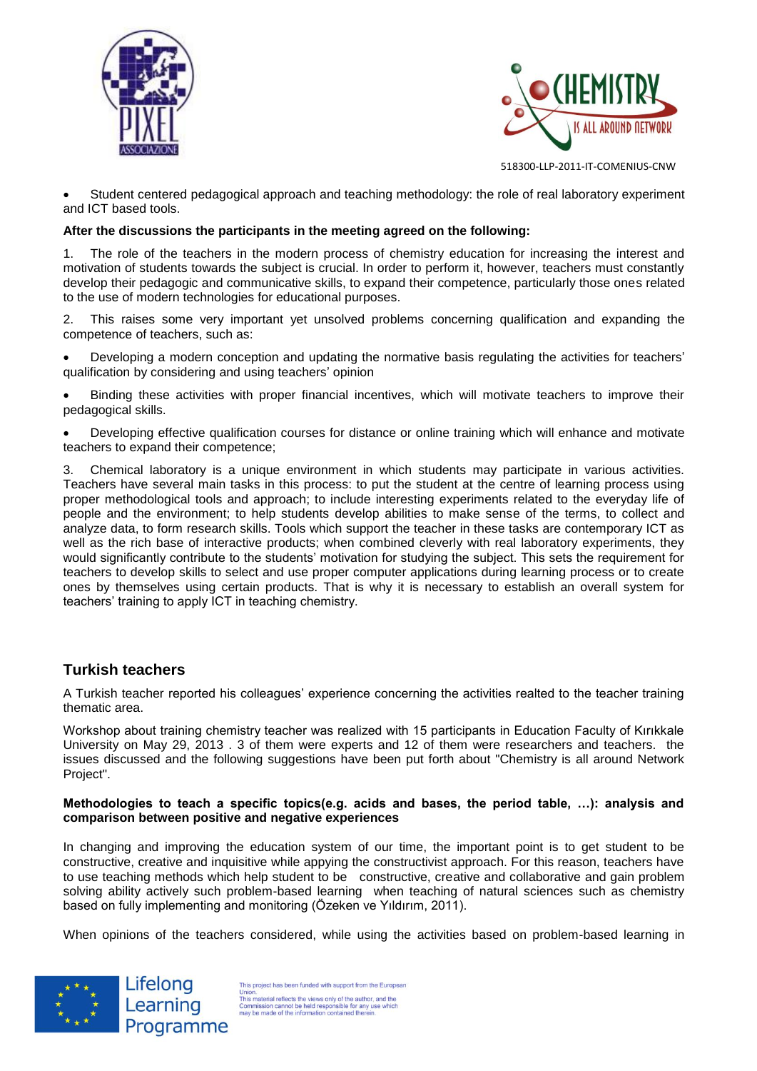- Student centered pedagogical approach and teaching methodology: the role of real laboratory experiment and ICT based tools.

**After the discussions the participants in the meeting agreed on the following:**

1. The role of the teachers in the modern process of chemistry education for increasing the interest and motivation of students towards the subject is crucial. In order to perform it, however, teachers must constantly develop their pedagogic and communicative skills, to expand their competence, particularly those ones related to the use of modern technologies for educational purposes.

2. This raises some very important yet unsolved problems concerning qualification and expanding the competence of teachers, such as:

- Developing a modern conception and updating the normative basis regulating the activities for teachers' qualification by considering and using teachers' opinion
- Binding these activities with proper financial incentives, which will motivate teachers to improve their pedagogical skills.
- Developing effective qualification courses for distance or online training which will enhance and motivate teachers to expand their competence;

3. Chemical laboratory is a unique environment in which students may participate in various activities. Teachers have several main tasks in this process: to put the student at the centre of learning process using proper methodological tools and approach; to include interesting experiments related to the everyday life of people and the environment; to help students develop abilities to make sense of the terms, to collect and analyze data, to form research skills. Tools which support the teacher in these tasks are contemporary ICT as well as the rich base of interactive products; when combined cleverly with real laboratory experiments, they would significantly contribute to the students' motivation for studying the subject. This sets the requirement for teachers to develop skills to select and use proper computer applications during learning process or to create ones by themselves using certain products. That is why it is necessary to establish an overall system for teachers' training to apply ICT in teaching chemistry.

## Turkish teachers

A Turkish teacher reported his colleagues' experience concerning the activities realted to the teacher training thematic area.

Workshop about training chemistry teacher was realized with 15 participants in Education Faculty of Kırıkkale University on May 29, 2013 . 3 of them were experts and 12 of them were researchers and teachers. the issues discussed and the following suggestions have been put forth about "Chemistry is all around Network Project".

**Methodologies to teach a specific topics(e.g. acids and bases, the period table, …): analysis and comparison between positive and negative experiences**

In changing and improving the education system of our time, the important point is to get student to be constructive, creative and inquisitive while apppying the constructivist approach. For this reason, teachers have to use teaching methods which help student to be constructive, creative and collaborative and gain problem solving ability actively such problem-based learning when teaching of natural sciences such as chemistry based on fully implementing and monitoring (Özeken ve Yıldırım, 2011).

When opinions of the teachers considered, while using the activities based on problem-based learning in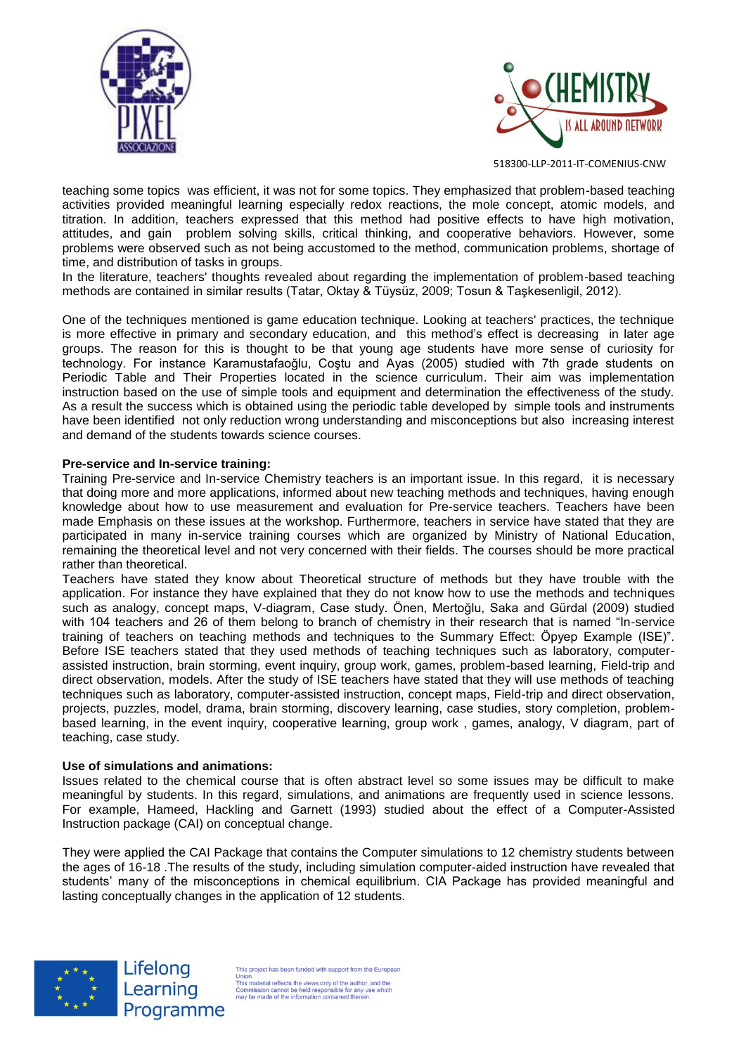teaching some topics was efficient, it was not for some topics. They emphasized that problem-based teaching activities provided meaningful learning especially redox reactions, the mole concept, atomic models, and titration. In addition, teachers expressed that this method had positive effects to have high motivation, attitudes, and gain problem solving skills, critical thinking, and cooperative behaviors. However, some problems were observed such as not being accustomed to the method, communication problems, shortage of time, and distribution of tasks in groups.
In the literature, teachers' thoughts revealed about regarding the implementation of problem-based teaching methods are contained in similar results (Tatar, Oktay & Tüysüz, 2009; Tosun & Taşkesenligil, 2012).

One of the techniques mentioned is game education technique. Looking at teachers' practices, the technique is more effective in primary and secondary education, and this method's effect is decreasing in later age groups. The reason for this is thought to be that young age students have more sense of curiosity for technology. For instance Karamustafaoğlu, Coştu and Ayas (2005) studied with 7th grade students on Periodic Table and Their Properties located in the science curriculum. Their aim was implementation instruction based on the use of simple tools and equipment and determination the effectiveness of the study. As a result the success which is obtained using the periodic table developed by simple tools and instruments have been identified not only reduction wrong understanding and misconceptions but also increasing interest and demand of the students towards science courses.

**Pre-service and In-service training:**
Training Pre-service and In-service Chemistry teachers is an important issue. In this regard, it is necessary that doing more and more applications, informed about new teaching methods and techniques, having enough knowledge about how to use measurement and evaluation for Pre-service teachers. Teachers have been made Emphasis on these issues at the workshop. Furthermore, teachers in service have stated that they are participated in many in-service training courses which are organized by Ministry of National Education, remaining the theoretical level and not very concerned with their fields. The courses should be more practical rather than theoretical.
Teachers have stated they know about Theoretical structure of methods but they have trouble with the application. For instance they have explained that they do not know how to use the methods and techniques such as analogy, concept maps, V-diagram, Case study. Önen, Mertoğlu, Saka and Gürdal (2009) studied with 104 teachers and 26 of them belong to branch of chemistry in their research that is named "In-service training of teachers on teaching methods and techniques to the Summary Effect: Öpyep Example (ISE)". Before ISE teachers stated that they used methods of teaching techniques such as laboratory, computer-assisted instruction, brain storming, event inquiry, group work, games, problem-based learning, Field-trip and direct observation, models. After the study of ISE teachers have stated that they will use methods of teaching techniques such as laboratory, computer-assisted instruction, concept maps, Field-trip and direct observation, projects, puzzles, model, drama, brain storming, discovery learning, case studies, story completion, problem-based learning, in the event inquiry, cooperative learning, group work , games, analogy, V diagram, part of teaching, case study.

**Use of simulations and animations:**
Issues related to the chemical course that is often abstract level so some issues may be difficult to make meaningful by students. In this regard, simulations, and animations are frequently used in science lessons. For example, Hameed, Hackling and Garnett (1993) studied about the effect of a Computer-Assisted Instruction package (CAI) on conceptual change.

They were applied the CAI Package that contains the Computer simulations to 12 chemistry students between the ages of 16-18 .The results of the study, including simulation computer-aided instruction have revealed that students' many of the misconceptions in chemical equilibrium. CIA Package has provided meaningful and lasting conceptually changes in the application of 12 students.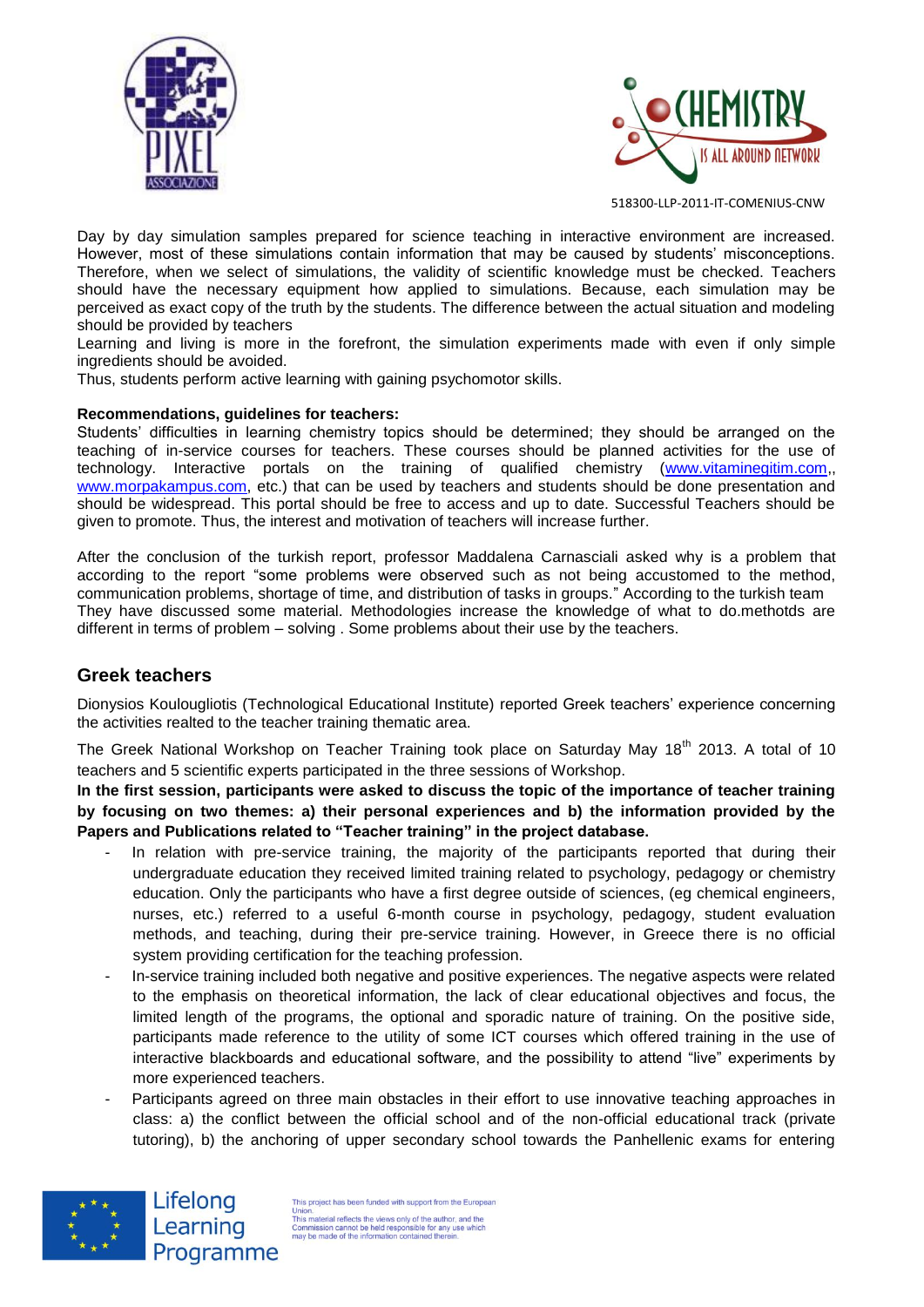Day by day simulation samples prepared for science teaching in interactive environment are increased. However, most of these simulations contain information that may be caused by students' misconceptions. Therefore, when we select of simulations, the validity of scientific knowledge must be checked. Teachers should have the necessary equipment how applied to simulations. Because, each simulation may be perceived as exact copy of the truth by the students. The difference between the actual situation and modeling should be provided by teachers

Learning and living is more in the forefront, the simulation experiments made with even if only simple ingredients should be avoided.

Thus, students perform active learning with gaining psychomotor skills.

**Recommendations, guidelines for teachers:**

Students' difficulties in learning chemistry topics should be determined; they should be arranged on the teaching of in-service courses for teachers. These courses should be planned activities for the use of technology. Interactive portals on the training of qualified chemistry (www.vitaminegitim.com,, www.morpakampus.com, etc.) that can be used by teachers and students should be done presentation and should be widespread. This portal should be free to access and up to date. Successful Teachers should be given to promote. Thus, the interest and motivation of teachers will increase further.

After the conclusion of the turkish report, professor Maddalena Carnasciali asked why is a problem that according to the report "some problems were observed such as not being accustomed to the method, communication problems, shortage of time, and distribution of tasks in groups." According to the turkish team They have discussed some material. Methodologies increase the knowledge of what to do.methotds are different in terms of problem – solving . Some problems about their use by the teachers.

## Greek teachers

Dionysios Koulougliotis (Technological Educational Institute) reported Greek teachers' experience concerning the activities realted to the teacher training thematic area.

The Greek National Workshop on Teacher Training took place on Saturday May 18th 2013. A total of 10 teachers and 5 scientific experts participated in the three sessions of Workshop.

**In the first session, participants were asked to discuss the topic of the importance of teacher training by focusing on two themes: a) their personal experiences and b) the information provided by the Papers and Publications related to "Teacher training" in the project database.**

- In relation with pre-service training, the majority of the participants reported that during their undergraduate education they received limited training related to psychology, pedagogy or chemistry education. Only the participants who have a first degree outside of sciences, (eg chemical engineers, nurses, etc.) referred to a useful 6-month course in psychology, pedagogy, student evaluation methods, and teaching, during their pre-service training. However, in Greece there is no official system providing certification for the teaching profession.
- In-service training included both negative and positive experiences. The negative aspects were related to the emphasis on theoretical information, the lack of clear educational objectives and focus, the limited length of the programs, the optional and sporadic nature of training. On the positive side, participants made reference to the utility of some ICT courses which offered training in the use of interactive blackboards and educational software, and the possibility to attend "live" experiments by more experienced teachers.
- Participants agreed on three main obstacles in their effort to use innovative teaching approaches in class: a) the conflict between the official school and of the non-official educational track (private tutoring), b) the anchoring of upper secondary school towards the Panhellenic exams for entering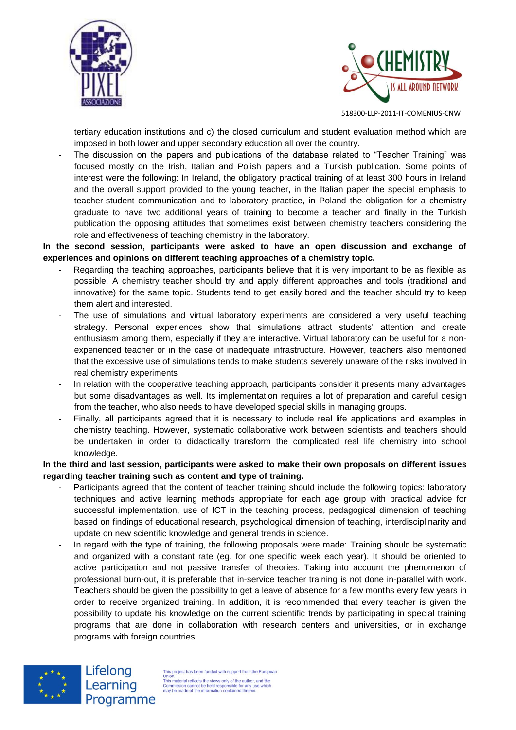tertiary education institutions and c) the closed curriculum and student evaluation method which are imposed in both lower and upper secondary education all over the country.

- The discussion on the papers and publications of the database related to "Teacher Training" was focused mostly on the Irish, Italian and Polish papers and a Turkish publication. Some points of interest were the following: In Ireland, the obligatory practical training of at least 300 hours in Ireland and the overall support provided to the young teacher, in the Italian paper the special emphasis to teacher-student communication and to laboratory practice, in Poland the obligation for a chemistry graduate to have two additional years of training to become a teacher and finally in the Turkish publication the opposing attitudes that sometimes exist between chemistry teachers considering the role and effectiveness of teaching chemistry in the laboratory.

**In the second session, participants were asked to have an open discussion and exchange of experiences and opinions on different teaching approaches of a chemistry topic.**

- Regarding the teaching approaches, participants believe that it is very important to be as flexible as possible. A chemistry teacher should try and apply different approaches and tools (traditional and innovative) for the same topic. Students tend to get easily bored and the teacher should try to keep them alert and interested.
- The use of simulations and virtual laboratory experiments are considered a very useful teaching strategy. Personal experiences show that simulations attract students' attention and create enthusiasm among them, especially if they are interactive. Virtual laboratory can be useful for a non-experienced teacher or in the case of inadequate infrastructure. However, teachers also mentioned that the excessive use of simulations tends to make students severely unaware of the risks involved in real chemistry experiments
- In relation with the cooperative teaching approach, participants consider it presents many advantages but some disadvantages as well. Its implementation requires a lot of preparation and careful design from the teacher, who also needs to have developed special skills in managing groups.
- Finally, all participants agreed that it is necessary to include real life applications and examples in chemistry teaching. However, systematic collaborative work between scientists and teachers should be undertaken in order to didactically transform the complicated real life chemistry into school knowledge.

**In the third and last session, participants were asked to make their own proposals on different issues regarding teacher training such as content and type of training.**

- Participants agreed that the content of teacher training should include the following topics: laboratory techniques and active learning methods appropriate for each age group with practical advice for successful implementation, use of ICT in the teaching process, pedagogical dimension of teaching based on findings of educational research, psychological dimension of teaching, interdisciplinarity and update on new scientific knowledge and general trends in science.
- In regard with the type of training, the following proposals were made: Training should be systematic and organized with a constant rate (eg. for one specific week each year). It should be oriented to active participation and not passive transfer of theories. Taking into account the phenomenon of professional burn-out, it is preferable that in-service teacher training is not done in-parallel with work. Teachers should be given the possibility to get a leave of absence for a few months every few years in order to receive organized training. In addition, it is recommended that every teacher is given the possibility to update his knowledge on the current scientific trends by participating in special training programs that are done in collaboration with research centers and universities, or in exchange programs with foreign countries.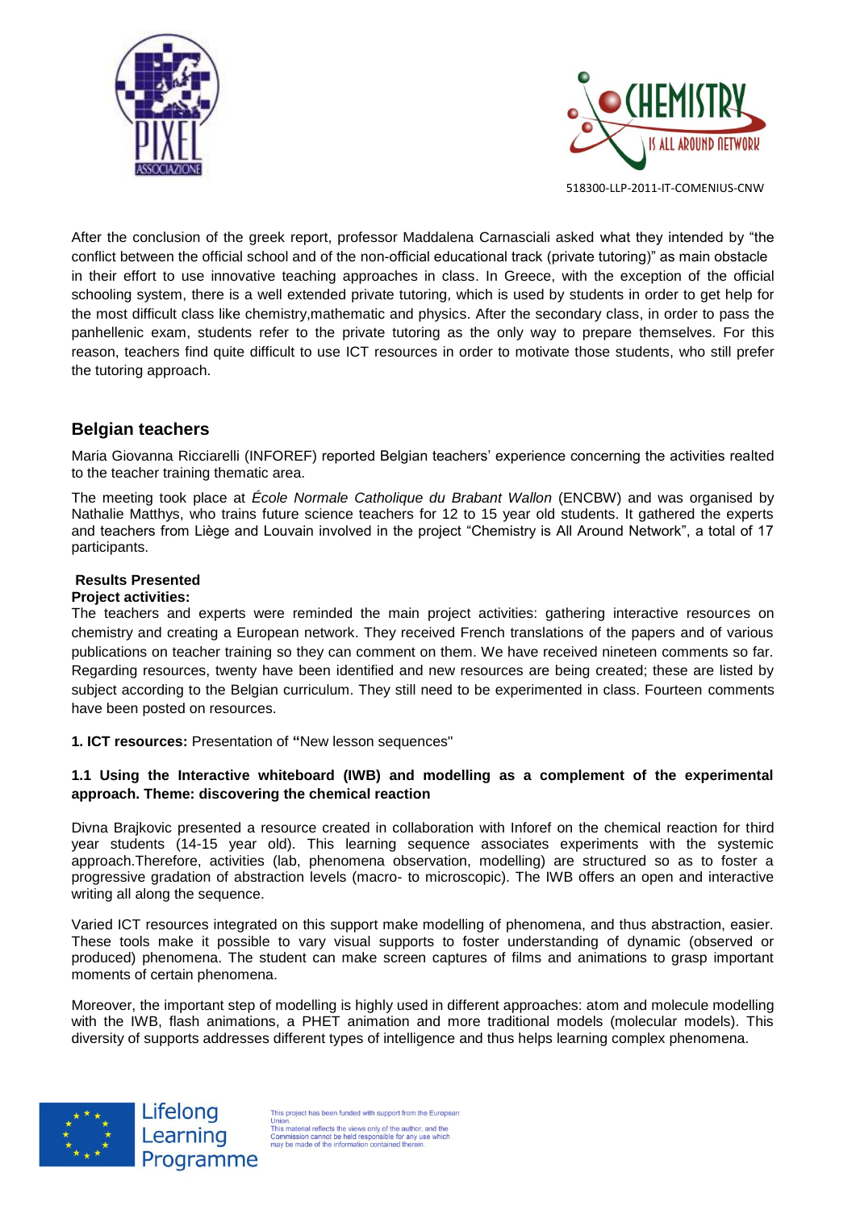After the conclusion of the greek report, professor Maddalena Carnasciali asked what they intended by "the conflict between the official school and of the non-official educational track (private tutoring)" as main obstacle in their effort to use innovative teaching approaches in class. In Greece, with the exception of the official schooling system, there is a well extended private tutoring, which is used by students in order to get help for the most difficult class like chemistry,mathematic and physics. After the secondary class, in order to pass the panhellenic exam, students refer to the private tutoring as the only way to prepare themselves. For this reason, teachers find quite difficult to use ICT resources in order to motivate those students, who still prefer the tutoring approach.

## Belgian teachers

Maria Giovanna Ricciarelli (INFOREF) reported Belgian teachers' experience concerning the activities realted to the teacher training thematic area.

The meeting took place at *École Normale Catholique du Brabant Wallon* (ENCBW) and was organised by Nathalie Matthys, who trains future science teachers for 12 to 15 year old students. It gathered the experts and teachers from Liège and Louvain involved in the project "Chemistry is All Around Network", a total of 17 participants.

**Results Presented**

**Project activities:**

The teachers and experts were reminded the main project activities: gathering interactive resources on chemistry and creating a European network. They received French translations of the papers and of various publications on teacher training so they can comment on them. We have received nineteen comments so far. Regarding resources, twenty have been identified and new resources are being created; these are listed by subject according to the Belgian curriculum. They still need to be experimented in class. Fourteen comments have been posted on resources.

**1. ICT resources:** Presentation of **"**New lesson sequences"

**1.1 Using the Interactive whiteboard (IWB) and modelling as a complement of the experimental approach. Theme: discovering the chemical reaction**

Divna Brajkovic presented a resource created in collaboration with Inforef on the chemical reaction for third year students (14-15 year old). This learning sequence associates experiments with the systemic approach.Therefore, activities (lab, phenomena observation, modelling) are structured so as to foster a progressive gradation of abstraction levels (macro- to microscopic). The IWB offers an open and interactive writing all along the sequence.

Varied ICT resources integrated on this support make modelling of phenomena, and thus abstraction, easier. These tools make it possible to vary visual supports to foster understanding of dynamic (observed or produced) phenomena. The student can make screen captures of films and animations to grasp important moments of certain phenomena.

Moreover, the important step of modelling is highly used in different approaches: atom and molecule modelling with the IWB, flash animations, a PHET animation and more traditional models (molecular models). This diversity of supports addresses different types of intelligence and thus helps learning complex phenomena.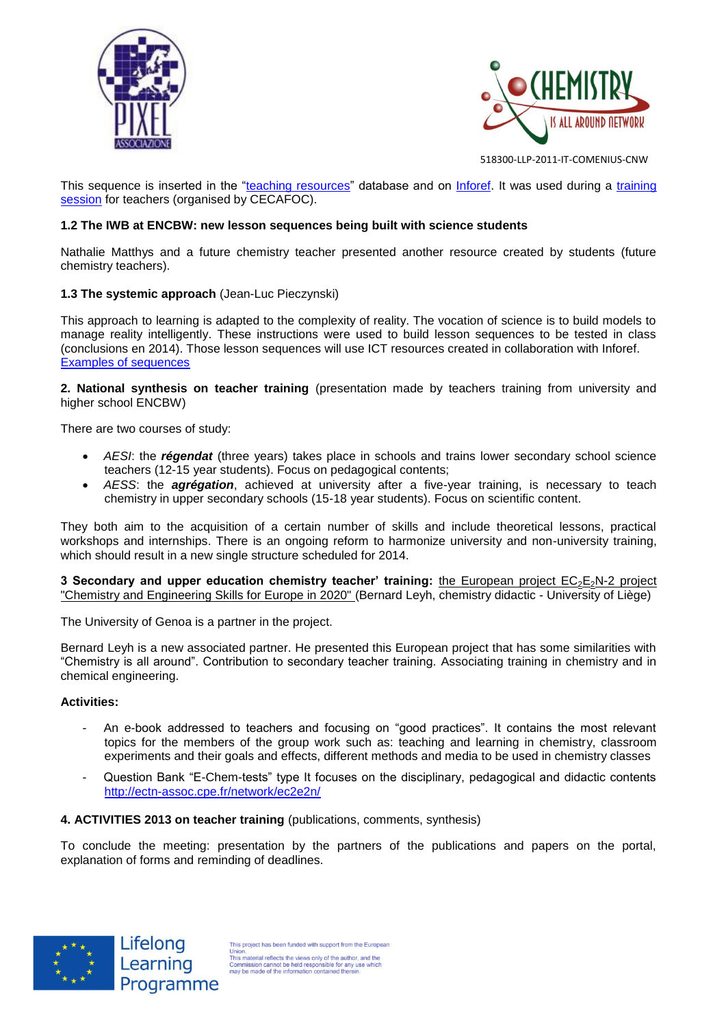518300-LLP-2011-IT-COMENIUS-CNW

This sequence is inserted in the "teaching resources" database and on Inforef. It was used during a training session for teachers (organised by CECAFOC).

**1.2 The IWB at ENCBW: new lesson sequences being built with science students**

Nathalie Matthys and a future chemistry teacher presented another resource created by students (future chemistry teachers).

**1.3 The systemic approach** (Jean-Luc Pieczynski)

This approach to learning is adapted to the complexity of reality. The vocation of science is to build models to manage reality intelligently. These instructions were used to build lesson sequences to be tested in class (conclusions en 2014). Those lesson sequences will use ICT resources created in collaboration with Inforef. Examples of sequences

**2. National synthesis on teacher training** (presentation made by teachers training from university and higher school ENCBW)

There are two courses of study:

- *AESI*: the ***régendat*** (three years) takes place in schools and trains lower secondary school science teachers (12-15 year students). Focus on pedagogical contents;
- *AESS*: the ***agrégation***, achieved at university after a five-year training, is necessary to teach chemistry in upper secondary schools (15-18 year students). Focus on scientific content.

They both aim to the acquisition of a certain number of skills and include theoretical lessons, practical workshops and internships. There is an ongoing reform to harmonize university and non-university training, which should result in a new single structure scheduled for 2014.

**3 Secondary and upper education chemistry teacher' training:** the European project $EC_2E_2N$-2 project "Chemistry and Engineering Skills for Europe in 2020" (Bernard Leyh, chemistry didactic - University of Liège)

The University of Genoa is a partner in the project.

Bernard Leyh is a new associated partner. He presented this European project that has some similarities with "Chemistry is all around". Contribution to secondary teacher training. Associating training in chemistry and in chemical engineering.

**Activities:**

- An e-book addressed to teachers and focusing on "good practices". It contains the most relevant topics for the members of the group work such as: teaching and learning in chemistry, classroom experiments and their goals and effects, different methods and media to be used in chemistry classes
- Question Bank "E-Chem-tests" type It focuses on the disciplinary, pedagogical and didactic contents http://ectn-assoc.cpe.fr/network/ec2e2n/

**4. ACTIVITIES 2013 on teacher training** (publications, comments, synthesis)

To conclude the meeting: presentation by the partners of the publications and papers on the portal, explanation of forms and reminding of deadlines.

This project has been funded with support from the European Union.
This material reflects the views only of the author, and the Commission cannot be held responsible for any use which may be made of the information contained therein.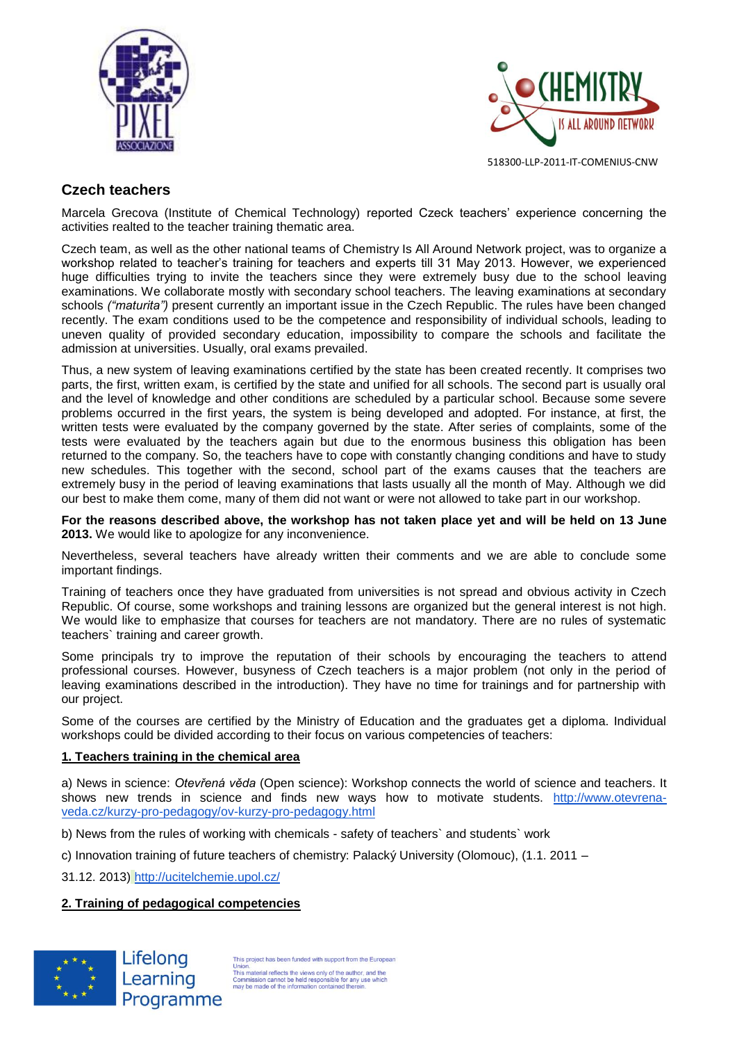## Czech teachers

Marcela Grecova (Institute of Chemical Technology) reported Czeck teachers' experience concerning the activities realted to the teacher training thematic area.

Czech team, as well as the other national teams of Chemistry Is All Around Network project, was to organize a workshop related to teacher's training for teachers and experts till 31 May 2013. However, we experienced huge difficulties trying to invite the teachers since they were extremely busy due to the school leaving examinations. We collaborate mostly with secondary school teachers. The leaving examinations at secondary schools *("maturita")* present currently an important issue in the Czech Republic. The rules have been changed recently. The exam conditions used to be the competence and responsibility of individual schools, leading to uneven quality of provided secondary education, impossibility to compare the schools and facilitate the admission at universities. Usually, oral exams prevailed.

Thus, a new system of leaving examinations certified by the state has been created recently. It comprises two parts, the first, written exam, is certified by the state and unified for all schools. The second part is usually oral and the level of knowledge and other conditions are scheduled by a particular school. Because some severe problems occurred in the first years, the system is being developed and adopted. For instance, at first, the written tests were evaluated by the company governed by the state. After series of complaints, some of the tests were evaluated by the teachers again but due to the enormous business this obligation has been returned to the company. So, the teachers have to cope with constantly changing conditions and have to study new schedules. This together with the second, school part of the exams causes that the teachers are extremely busy in the period of leaving examinations that lasts usually all the month of May. Although we did our best to make them come, many of them did not want or were not allowed to take part in our workshop.

**For the reasons described above, the workshop has not taken place yet and will be held on 13 June 2013.** We would like to apologize for any inconvenience.

Nevertheless, several teachers have already written their comments and we are able to conclude some important findings.

Training of teachers once they have graduated from universities is not spread and obvious activity in Czech Republic. Of course, some workshops and training lessons are organized but the general interest is not high. We would like to emphasize that courses for teachers are not mandatory. There are no rules of systematic teachers` training and career growth.

Some principals try to improve the reputation of their schools by encouraging the teachers to attend professional courses. However, busyness of Czech teachers is a major problem (not only in the period of leaving examinations described in the introduction). They have no time for trainings and for partnership with our project.

Some of the courses are certified by the Ministry of Education and the graduates get a diploma. Individual workshops could be divided according to their focus on various competencies of teachers:

**1. Teachers training in the chemical area**

a) News in science: *Otevřená věda* (Open science): Workshop connects the world of science and teachers. It shows new trends in science and finds new ways how to motivate students. http://www.otevrena-veda.cz/kurzy-pro-pedagogy/ov-kurzy-pro-pedagogy.html

b) News from the rules of working with chemicals - safety of teachers` and students` work

c) Innovation training of future teachers of chemistry: Palacký University (Olomouc), (1.1. 2011 – 31.12. 2013) http://ucitelchemie.upol.cz/

**2. Training of pedagogical competencies**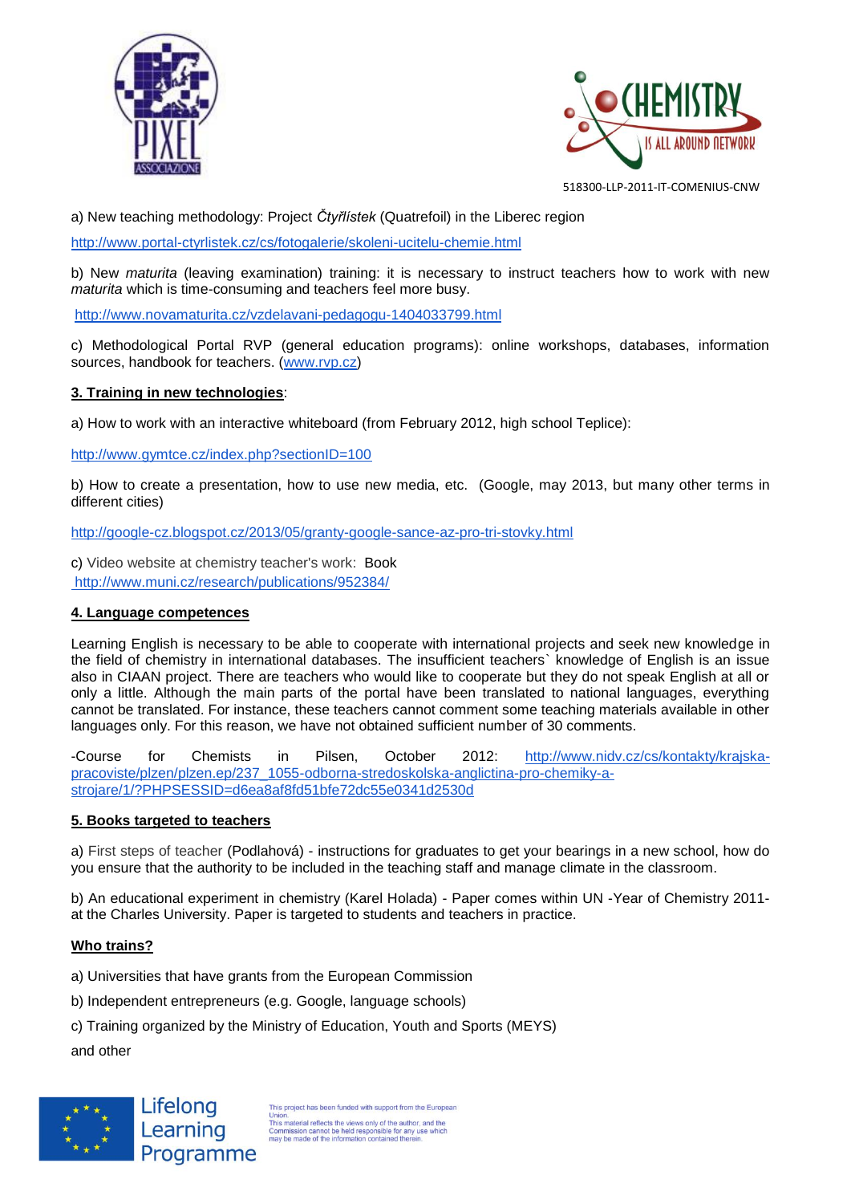a) New teaching methodology: Project *Čtyřlístek* (Quatrefoil) in the Liberec region

http://www.portal-ctyrlistek.cz/cs/fotogalerie/skoleni-ucitelu-chemie.html

b) New *maturita* (leaving examination) training: it is necessary to instruct teachers how to work with new *maturita* which is time-consuming and teachers feel more busy.

http://www.novamaturita.cz/vzdelavani-pedagogu-1404033799.html

c) Methodological Portal RVP (general education programs): online workshops, databases, information sources, handbook for teachers. (www.rvp.cz)

**3. Training in new technologies**:

a) How to work with an interactive whiteboard (from February 2012, high school Teplice):

http://www.gymtce.cz/index.php?sectionID=100

b) How to create a presentation, how to use new media, etc. (Google, may 2013, but many other terms in different cities)

http://google-cz.blogspot.cz/2013/05/granty-google-sance-az-pro-tri-stovky.html

c) Video website at chemistry teacher's work: Book
http://www.muni.cz/research/publications/952384/

**4. Language competences**

Learning English is necessary to be able to cooperate with international projects and seek new knowledge in the field of chemistry in international databases. The insufficient teachers` knowledge of English is an issue also in CIAAN project. There are teachers who would like to cooperate but they do not speak English at all or only a little. Although the main parts of the portal have been translated to national languages, everything cannot be translated. For instance, these teachers cannot comment some teaching materials available in other languages only. For this reason, we have not obtained sufficient number of 30 comments.

-Course for Chemists in Pilsen, October 2012: http://www.nidv.cz/cs/kontakty/krajska-pracoviste/plzen/plzen.ep/237_1055-odborna-stredoskolska-anglictina-pro-chemiky-a-strojare/1/?PHPSESSID=d6ea8af8fd51bfe72dc55e0341d2530d

**5. Books targeted to teachers**

a) First steps of teacher (Podlahová) - instructions for graduates to get your bearings in a new school, how do you ensure that the authority to be included in the teaching staff and manage climate in the classroom.

b) An educational experiment in chemistry (Karel Holada) - Paper comes within UN -Year of Chemistry 2011- at the Charles University. Paper is targeted to students and teachers in practice.

**Who trains?**

a) Universities that have grants from the European Commission

b) Independent entrepreneurs (e.g. Google, language schools)

c) Training organized by the Ministry of Education, Youth and Sports (MEYS)

and other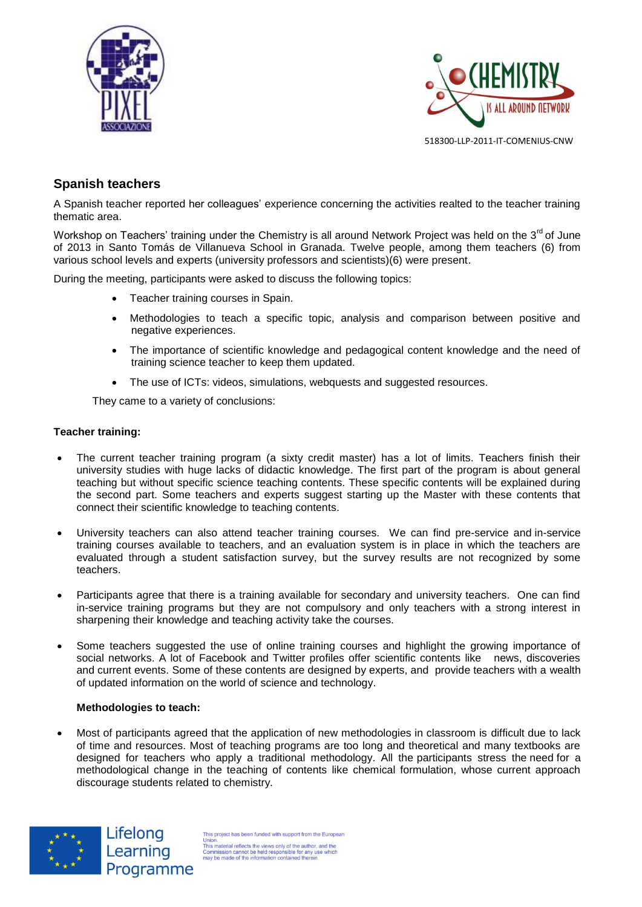## Spanish teachers

A Spanish teacher reported her colleagues' experience concerning the activities realted to the teacher training thematic area.

Workshop on Teachers' training under the Chemistry is all around Network Project was held on the 3rd of June of 2013 in Santo Tomás de Villanueva School in Granada. Twelve people, among them teachers (6) from various school levels and experts (university professors and scientists)(6) were present.

During the meeting, participants were asked to discuss the following topics:

- Teacher training courses in Spain.
- Methodologies to teach a specific topic, analysis and comparison between positive and negative experiences.
- The importance of scientific knowledge and pedagogical content knowledge and the need of training science teacher to keep them updated.
- The use of ICTs: videos, simulations, webquests and suggested resources.

They came to a variety of conclusions:

**Teacher training:**

- The current teacher training program (a sixty credit master) has a lot of limits. Teachers finish their university studies with huge lacks of didactic knowledge. The first part of the program is about general teaching but without specific science teaching contents. These specific contents will be explained during the second part. Some teachers and experts suggest starting up the Master with these contents that connect their scientific knowledge to teaching contents.
- University teachers can also attend teacher training courses. We can find pre-service and in-service training courses available to teachers, and an evaluation system is in place in which the teachers are evaluated through a student satisfaction survey, but the survey results are not recognized by some teachers.
- Participants agree that there is a training available for secondary and university teachers. One can find in-service training programs but they are not compulsory and only teachers with a strong interest in sharpening their knowledge and teaching activity take the courses.
- Some teachers suggested the use of online training courses and highlight the growing importance of social networks. A lot of Facebook and Twitter profiles offer scientific contents like news, discoveries and current events. Some of these contents are designed by experts, and provide teachers with a wealth of updated information on the world of science and technology.

**Methodologies to teach:**

- Most of participants agreed that the application of new methodologies in classroom is difficult due to lack of time and resources. Most of teaching programs are too long and theoretical and many textbooks are designed for teachers who apply a traditional methodology. All the participants stress the need for a methodological change in the teaching of contents like chemical formulation, whose current approach discourage students related to chemistry.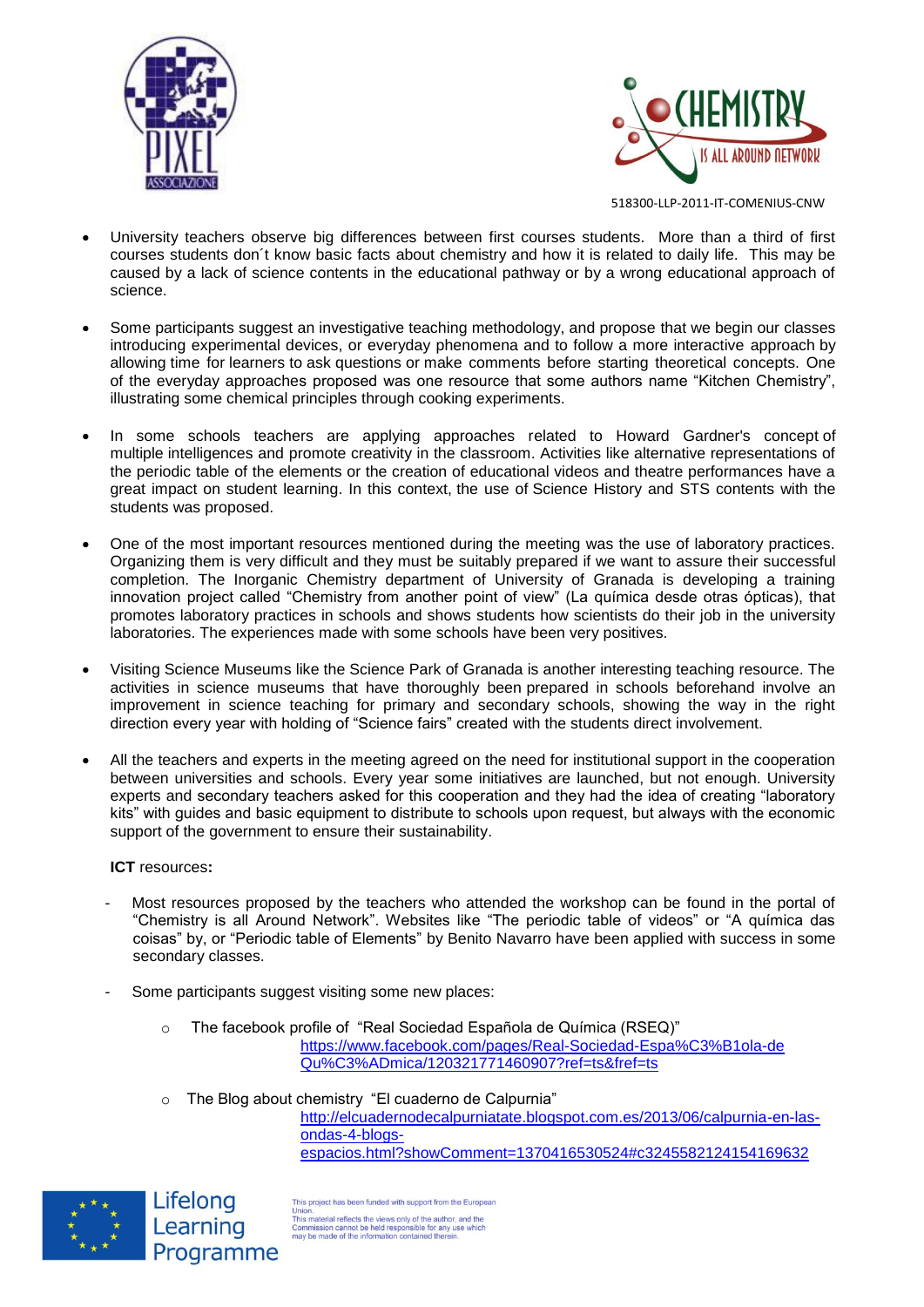- University teachers observe big differences between first courses students. More than a third of first courses students don´t know basic facts about chemistry and how it is related to daily life. This may be caused by a lack of science contents in the educational pathway or by a wrong educational approach of science.

- Some participants suggest an investigative teaching methodology, and propose that we begin our classes introducing experimental devices, or everyday phenomena and to follow a more interactive approach by allowing time for learners to ask questions or make comments before starting theoretical concepts. One of the everyday approaches proposed was one resource that some authors name "Kitchen Chemistry", illustrating some chemical principles through cooking experiments.

- In some schools teachers are applying approaches related to Howard Gardner's concept of multiple intelligences and promote creativity in the classroom. Activities like alternative representations of the periodic table of the elements or the creation of educational videos and theatre performances have a great impact on student learning. In this context, the use of Science History and STS contents with the students was proposed.

- One of the most important resources mentioned during the meeting was the use of laboratory practices. Organizing them is very difficult and they must be suitably prepared if we want to assure their successful completion. The Inorganic Chemistry department of University of Granada is developing a training innovation project called "Chemistry from another point of view" (La química desde otras ópticas), that promotes laboratory practices in schools and shows students how scientists do their job in the university laboratories. The experiences made with some schools have been very positives.

- Visiting Science Museums like the Science Park of Granada is another interesting teaching resource. The activities in science museums that have thoroughly been prepared in schools beforehand involve an improvement in science teaching for primary and secondary schools, showing the way in the right direction every year with holding of "Science fairs" created with the students direct involvement.

- All the teachers and experts in the meeting agreed on the need for institutional support in the cooperation between universities and schools. Every year some initiatives are launched, but not enough. University experts and secondary teachers asked for this cooperation and they had the idea of creating "laboratory kits" with guides and basic equipment to distribute to schools upon request, but always with the economic support of the government to ensure their sustainability.

**ICT** resources**:**

- Most resources proposed by the teachers who attended the workshop can be found in the portal of "Chemistry is all Around Network". Websites like "The periodic table of videos" or "A química das coisas" by, or "Periodic table of Elements" by Benito Navarro have been applied with success in some secondary classes.

- Some participants suggest visiting some new places:

  - The facebook profile of "Real Sociedad Española de Química (RSEQ)" https://www.facebook.com/pages/Real-Sociedad-Espa%C3%B1ola-de-Qu%C3%ADmica/120321771460907?ref=ts&fref=ts

  - The Blog about chemistry "El cuaderno de Calpurnia" http://elcuadernodecalpurniatate.blogspot.com.es/2013/06/calpurnia-en-las-ondas-4-blogs-espacios.html?showComment=1370416530524#c3245582124154169632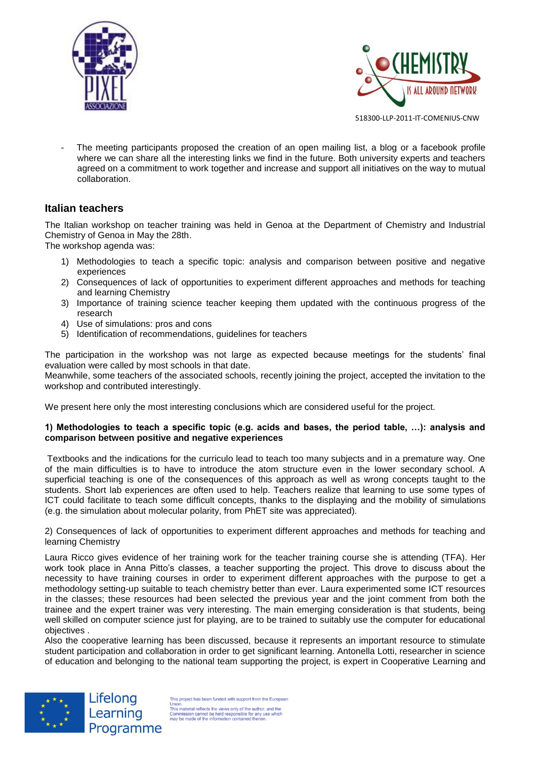- The meeting participants proposed the creation of an open mailing list, a blog or a facebook profile where we can share all the interesting links we find in the future. Both university experts and teachers agreed on a commitment to work together and increase and support all initiatives on the way to mutual collaboration.

## Italian teachers

The Italian workshop on teacher training was held in Genoa at the Department of Chemistry and Industrial Chemistry of Genoa in May the 28th.
The workshop agenda was:

1) Methodologies to teach a specific topic: analysis and comparison between positive and negative experiences
2) Consequences of lack of opportunities to experiment different approaches and methods for teaching and learning Chemistry
3) Importance of training science teacher keeping them updated with the continuous progress of the research
4) Use of simulations: pros and cons
5) Identification of recommendations, guidelines for teachers

The participation in the workshop was not large as expected because meetings for the students' final evaluation were called by most schools in that date.
Meanwhile, some teachers of the associated schools, recently joining the project, accepted the invitation to the workshop and contributed interestingly.

We present here only the most interesting conclusions which are considered useful for the project.

**1) Methodologies to teach a specific topic (e.g. acids and bases, the period table, …): analysis and comparison between positive and negative experiences**

Textbooks and the indications for the curriculo lead to teach too many subjects and in a premature way. One of the main difficulties is to have to introduce the atom structure even in the lower secondary school. A superficial teaching is one of the consequences of this approach as well as wrong concepts taught to the students. Short lab experiences are often used to help. Teachers realize that learning to use some types of ICT could facilitate to teach some difficult concepts, thanks to the displaying and the mobility of simulations (e.g. the simulation about molecular polarity, from PhET site was appreciated).

2) Consequences of lack of opportunities to experiment different approaches and methods for teaching and learning Chemistry

Laura Ricco gives evidence of her training work for the teacher training course she is attending (TFA). Her work took place in Anna Pitto's classes, a teacher supporting the project. This drove to discuss about the necessity to have training courses in order to experiment different approaches with the purpose to get a methodology setting-up suitable to teach chemistry better than ever. Laura experimented some ICT resources in the classes; these resources had been selected the previous year and the joint comment from both the trainee and the expert trainer was very interesting. The main emerging consideration is that students, being well skilled on computer science just for playing, are to be trained to suitably use the computer for educational objectives .
Also the cooperative learning has been discussed, because it represents an important resource to stimulate student participation and collaboration in order to get significant learning. Antonella Lotti, researcher in science of education and belonging to the national team supporting the project, is expert in Cooperative Learning and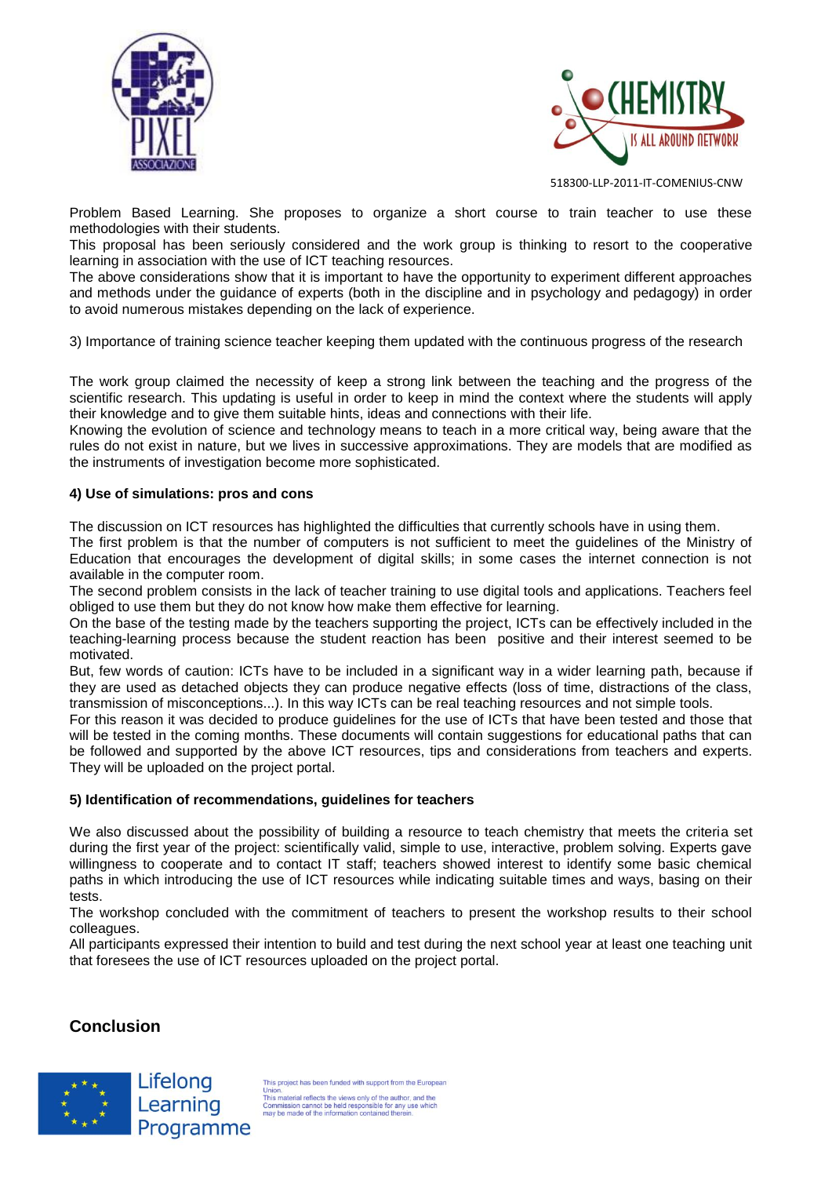Problem Based Learning. She proposes to organize a short course to train teacher to use these methodologies with their students.
This proposal has been seriously considered and the work group is thinking to resort to the cooperative learning in association with the use of ICT teaching resources.
The above considerations show that it is important to have the opportunity to experiment different approaches and methods under the guidance of experts (both in the discipline and in psychology and pedagogy) in order to avoid numerous mistakes depending on the lack of experience.

3) Importance of training science teacher keeping them updated with the continuous progress of the research

The work group claimed the necessity of keep a strong link between the teaching and the progress of the scientific research. This updating is useful in order to keep in mind the context where the students will apply their knowledge and to give them suitable hints, ideas and connections with their life.
Knowing the evolution of science and technology means to teach in a more critical way, being aware that the rules do not exist in nature, but we lives in successive approximations. They are models that are modified as the instruments of investigation become more sophisticated.

**4) Use of simulations: pros and cons**

The discussion on ICT resources has highlighted the difficulties that currently schools have in using them.
The first problem is that the number of computers is not sufficient to meet the guidelines of the Ministry of Education that encourages the development of digital skills; in some cases the internet connection is not available in the computer room.
The second problem consists in the lack of teacher training to use digital tools and applications. Teachers feel obliged to use them but they do not know how make them effective for learning.
On the base of the testing made by the teachers supporting the project, ICTs can be effectively included in the teaching-learning process because the student reaction has been positive and their interest seemed to be motivated.
But, few words of caution: ICTs have to be included in a significant way in a wider learning path, because if they are used as detached objects they can produce negative effects (loss of time, distractions of the class, transmission of misconceptions...). In this way ICTs can be real teaching resources and not simple tools.
For this reason it was decided to produce guidelines for the use of ICTs that have been tested and those that will be tested in the coming months. These documents will contain suggestions for educational paths that can be followed and supported by the above ICT resources, tips and considerations from teachers and experts. They will be uploaded on the project portal.

**5) Identification of recommendations, guidelines for teachers**

We also discussed about the possibility of building a resource to teach chemistry that meets the criteria set during the first year of the project: scientifically valid, simple to use, interactive, problem solving. Experts gave willingness to cooperate and to contact IT staff; teachers showed interest to identify some basic chemical paths in which introducing the use of ICT resources while indicating suitable times and ways, basing on their tests.
The workshop concluded with the commitment of teachers to present the workshop results to their school colleagues.
All participants expressed their intention to build and test during the next school year at least one teaching unit that foresees the use of ICT resources uploaded on the project portal.

## Conclusion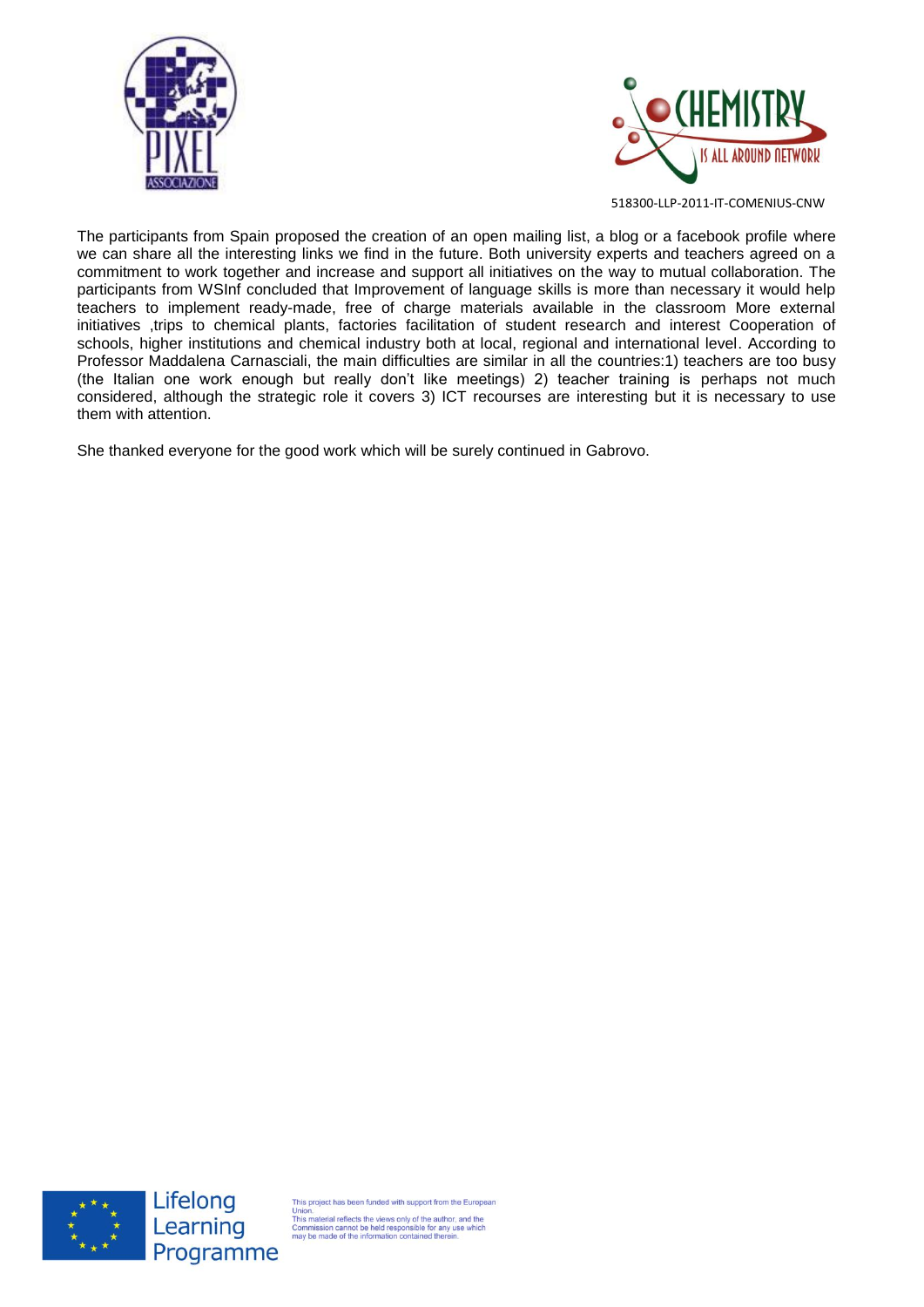The participants from Spain proposed the creation of an open mailing list, a blog or a facebook profile where we can share all the interesting links we find in the future. Both university experts and teachers agreed on a commitment to work together and increase and support all initiatives on the way to mutual collaboration. The participants from WSInf concluded that Improvement of language skills is more than necessary it would help teachers to implement ready-made, free of charge materials available in the classroom More external initiatives ,trips to chemical plants, factories facilitation of student research and interest Cooperation of schools, higher institutions and chemical industry both at local, regional and international level. According to Professor Maddalena Carnasciali, the main difficulties are similar in all the countries:1) teachers are too busy (the Italian one work enough but really don't like meetings) 2) teacher training is perhaps not much considered, although the strategic role it covers 3) ICT recourses are interesting but it is necessary to use them with attention.

She thanked everyone for the good work which will be surely continued in Gabrovo.